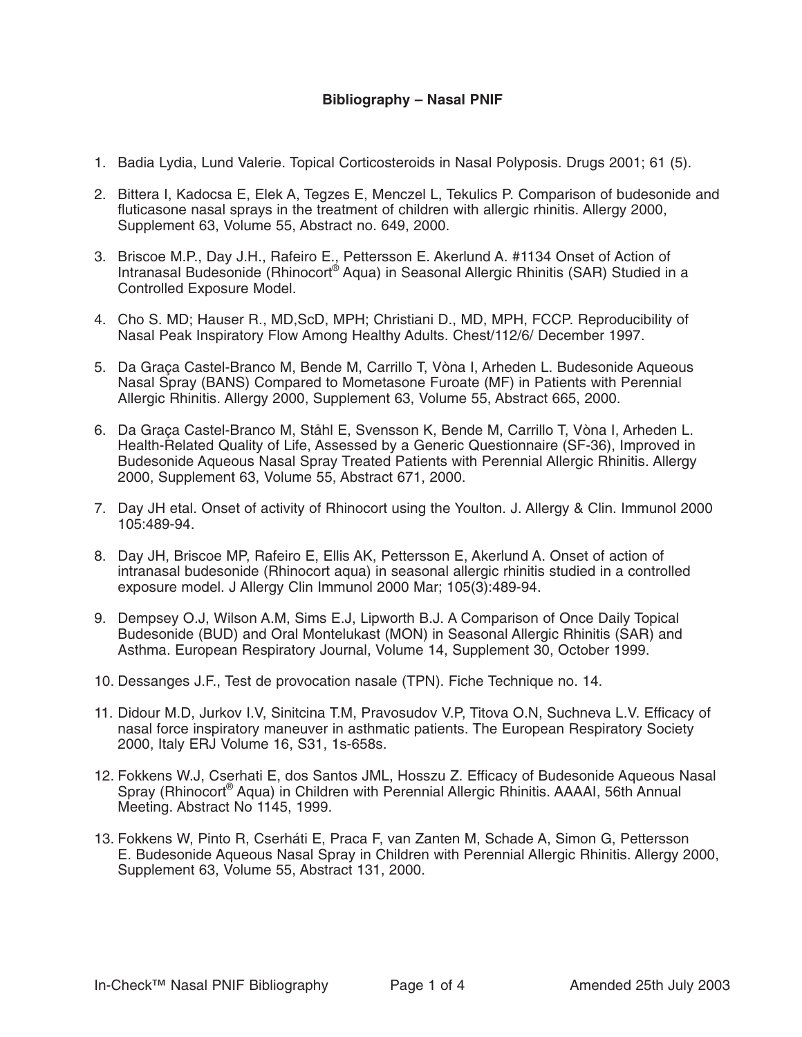**Bibliography – Nasal PNIF**

1. Badia Lydia, Lund Valerie. Topical Corticosteroids in Nasal Polyposis. Drugs 2001; 61 (5).

2. Bittera I, Kadocsa E, Elek A, Tegzes E, Menczel L, Tekulics P. Comparison of budesonide and fluticasone nasal sprays in the treatment of children with allergic rhinitis. Allergy 2000, Supplement 63, Volume 55, Abstract no. 649, 2000.

3. Briscoe M.P., Day J.H., Rafeiro E., Pettersson E. Akerlund A. #1134 Onset of Action of Intranasal Budesonide (Rhinocort® Aqua) in Seasonal Allergic Rhinitis (SAR) Studied in a Controlled Exposure Model.

4. Cho S. MD; Hauser R., MD,ScD, MPH; Christiani D., MD, MPH, FCCP. Reproducibility of Nasal Peak Inspiratory Flow Among Healthy Adults. Chest/112/6/ December 1997.

5. Da Graça Castel-Branco M, Bende M, Carrillo T, Vòna I, Arheden L. Budesonide Aqueous Nasal Spray (BANS) Compared to Mometasone Furoate (MF) in Patients with Perennial Allergic Rhinitis. Allergy 2000, Supplement 63, Volume 55, Abstract 665, 2000.

6. Da Graça Castel-Branco M, Ståhl E, Svensson K, Bende M, Carrillo T, Vòna I, Arheden L. Health-Related Quality of Life, Assessed by a Generic Questionnaire (SF-36), Improved in Budesonide Aqueous Nasal Spray Treated Patients with Perennial Allergic Rhinitis. Allergy 2000, Supplement 63, Volume 55, Abstract 671, 2000.

7. Day JH etal. Onset of activity of Rhinocort using the Youlton. J. Allergy & Clin. Immunol 2000 105:489-94.

8. Day JH, Briscoe MP, Rafeiro E, Ellis AK, Pettersson E, Akerlund A. Onset of action of intranasal budesonide (Rhinocort aqua) in seasonal allergic rhinitis studied in a controlled exposure model. J Allergy Clin Immunol 2000 Mar; 105(3):489-94.

9. Dempsey O.J, Wilson A.M, Sims E.J, Lipworth B.J. A Comparison of Once Daily Topical Budesonide (BUD) and Oral Montelukast (MON) in Seasonal Allergic Rhinitis (SAR) and Asthma. European Respiratory Journal, Volume 14, Supplement 30, October 1999.

10. Dessanges J.F., Test de provocation nasale (TPN). Fiche Technique no. 14.

11. Didour M.D, Jurkov I.V, Sinitcina T.M, Pravosudov V.P, Titova O.N, Suchneva L.V. Efficacy of nasal force inspiratory maneuver in asthmatic patients. The European Respiratory Society 2000, Italy ERJ Volume 16, S31, 1s-658s.

12. Fokkens W.J, Cserhati E, dos Santos JML, Hosszu Z. Efficacy of Budesonide Aqueous Nasal Spray (Rhinocort® Aqua) in Children with Perennial Allergic Rhinitis. AAAAI, 56th Annual Meeting. Abstract No 1145, 1999.

13. Fokkens W, Pinto R, Cserháti E, Praca F, van Zanten M, Schade A, Simon G, Pettersson E. Budesonide Aqueous Nasal Spray in Children with Perennial Allergic Rhinitis. Allergy 2000, Supplement 63, Volume 55, Abstract 131, 2000.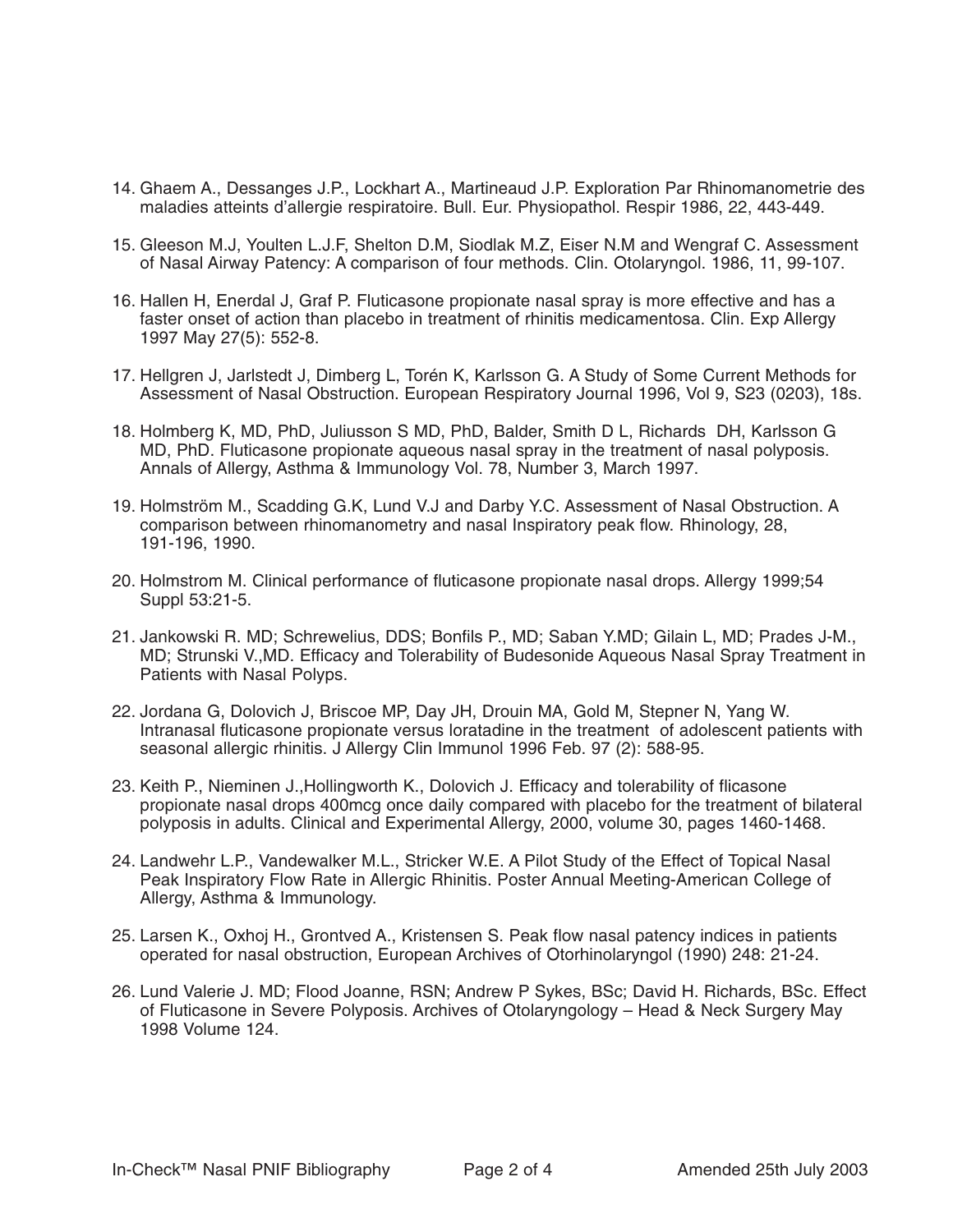14. Ghaem A., Dessanges J.P., Lockhart A., Martineaud J.P. Exploration Par Rhinomanometrie des maladies atteints d'allergie respiratoire. Bull. Eur. Physiopathol. Respir 1986, 22, 443-449.

15. Gleeson M.J, Youlten L.J.F, Shelton D.M, Siodlak M.Z, Eiser N.M and Wengraf C. Assessment of Nasal Airway Patency: A comparison of four methods. Clin. Otolaryngol. 1986, 11, 99-107.

16. Hallen H, Enerdal J, Graf P. Fluticasone propionate nasal spray is more effective and has a faster onset of action than placebo in treatment of rhinitis medicamentosa. Clin. Exp Allergy 1997 May 27(5): 552-8.

17. Hellgren J, Jarlstedt J, Dimberg L, Torén K, Karlsson G. A Study of Some Current Methods for Assessment of Nasal Obstruction. European Respiratory Journal 1996, Vol 9, S23 (0203), 18s.

18. Holmberg K, MD, PhD, Juliusson S MD, PhD, Balder, Smith D L, Richards DH, Karlsson G MD, PhD. Fluticasone propionate aqueous nasal spray in the treatment of nasal polyposis. Annals of Allergy, Asthma & Immunology Vol. 78, Number 3, March 1997.

19. Holmström M., Scadding G.K, Lund V.J and Darby Y.C. Assessment of Nasal Obstruction. A comparison between rhinomanometry and nasal Inspiratory peak flow. Rhinology, 28, 191-196, 1990.

20. Holmstrom M. Clinical performance of fluticasone propionate nasal drops. Allergy 1999;54 Suppl 53:21-5.

21. Jankowski R. MD; Schrewelius, DDS; Bonfils P., MD; Saban Y.MD; Gilain L, MD; Prades J-M., MD; Strunski V.,MD. Efficacy and Tolerability of Budesonide Aqueous Nasal Spray Treatment in Patients with Nasal Polyps.

22. Jordana G, Dolovich J, Briscoe MP, Day JH, Drouin MA, Gold M, Stepner N, Yang W. Intranasal fluticasone propionate versus loratadine in the treatment of adolescent patients with seasonal allergic rhinitis. J Allergy Clin Immunol 1996 Feb. 97 (2): 588-95.

23. Keith P., Nieminen J.,Hollingworth K., Dolovich J. Efficacy and tolerability of flicasone propionate nasal drops 400mcg once daily compared with placebo for the treatment of bilateral polyposis in adults. Clinical and Experimental Allergy, 2000, volume 30, pages 1460-1468.

24. Landwehr L.P., Vandewalker M.L., Stricker W.E. A Pilot Study of the Effect of Topical Nasal Peak Inspiratory Flow Rate in Allergic Rhinitis. Poster Annual Meeting-American College of Allergy, Asthma & Immunology.

25. Larsen K., Oxhoj H., Grontved A., Kristensen S. Peak flow nasal patency indices in patients operated for nasal obstruction, European Archives of Otorhinolaryngol (1990) 248: 21-24.

26. Lund Valerie J. MD; Flood Joanne, RSN; Andrew P Sykes, BSc; David H. Richards, BSc. Effect of Fluticasone in Severe Polyposis. Archives of Otolaryngology – Head & Neck Surgery May 1998 Volume 124.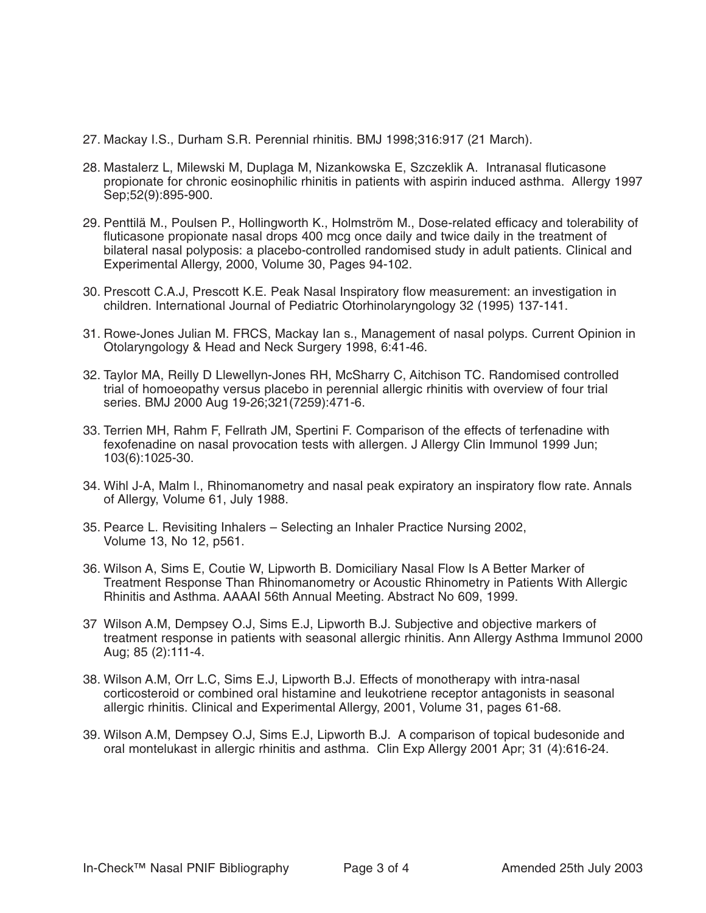27. Mackay I.S., Durham S.R. Perennial rhinitis. BMJ 1998;316:917 (21 March).

28. Mastalerz L, Milewski M, Duplaga M, Nizankowska E, Szczeklik A. Intranasal fluticasone propionate for chronic eosinophilic rhinitis in patients with aspirin induced asthma. Allergy 1997 Sep;52(9):895-900.

29. Penttilä M., Poulsen P., Hollingworth K., Holmström M., Dose-related efficacy and tolerability of fluticasone propionate nasal drops 400 mcg once daily and twice daily in the treatment of bilateral nasal polyposis: a placebo-controlled randomised study in adult patients. Clinical and Experimental Allergy, 2000, Volume 30, Pages 94-102.

30. Prescott C.A.J, Prescott K.E. Peak Nasal Inspiratory flow measurement: an investigation in children. International Journal of Pediatric Otorhinolaryngology 32 (1995) 137-141.

31. Rowe-Jones Julian M. FRCS, Mackay Ian s., Management of nasal polyps. Current Opinion in Otolaryngology & Head and Neck Surgery 1998, 6:41-46.

32. Taylor MA, Reilly D Llewellyn-Jones RH, McSharry C, Aitchison TC. Randomised controlled trial of homoeopathy versus placebo in perennial allergic rhinitis with overview of four trial series. BMJ 2000 Aug 19-26;321(7259):471-6.

33. Terrien MH, Rahm F, Fellrath JM, Spertini F. Comparison of the effects of terfenadine with fexofenadine on nasal provocation tests with allergen. J Allergy Clin Immunol 1999 Jun; 103(6):1025-30.

34. Wihl J-A, Malm l., Rhinomanometry and nasal peak expiratory an inspiratory flow rate. Annals of Allergy, Volume 61, July 1988.

35. Pearce L. Revisiting Inhalers – Selecting an Inhaler Practice Nursing 2002, Volume 13, No 12, p561.

36. Wilson A, Sims E, Coutie W, Lipworth B. Domiciliary Nasal Flow Is A Better Marker of Treatment Response Than Rhinomanometry or Acoustic Rhinometry in Patients With Allergic Rhinitis and Asthma. AAAAI 56th Annual Meeting. Abstract No 609, 1999.

37 Wilson A.M, Dempsey O.J, Sims E.J, Lipworth B.J. Subjective and objective markers of treatment response in patients with seasonal allergic rhinitis. Ann Allergy Asthma Immunol 2000 Aug; 85 (2):111-4.

38. Wilson A.M, Orr L.C, Sims E.J, Lipworth B.J. Effects of monotherapy with intra-nasal corticosteroid or combined oral histamine and leukotriene receptor antagonists in seasonal allergic rhinitis. Clinical and Experimental Allergy, 2001, Volume 31, pages 61-68.

39. Wilson A.M, Dempsey O.J, Sims E.J, Lipworth B.J. A comparison of topical budesonide and oral montelukast in allergic rhinitis and asthma. Clin Exp Allergy 2001 Apr; 31 (4):616-24.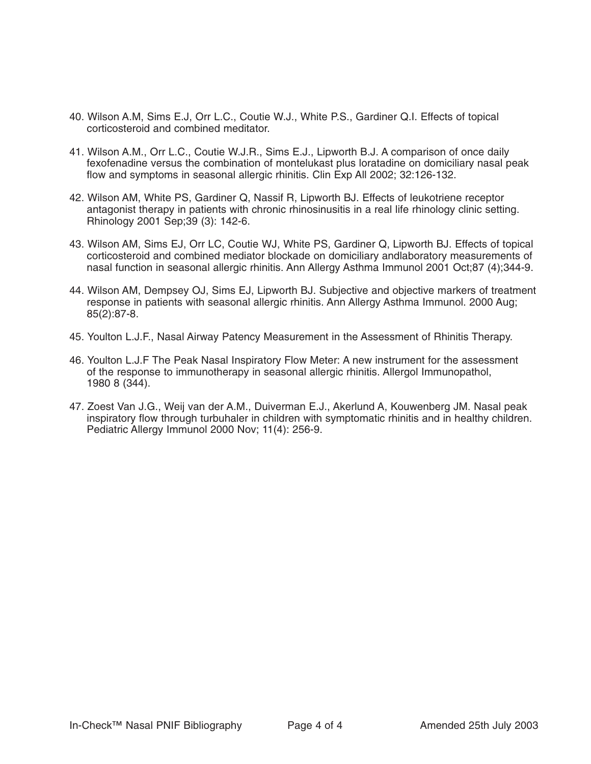40. Wilson A.M, Sims E.J, Orr L.C., Coutie W.J., White P.S., Gardiner Q.I. Effects of topical corticosteroid and combined meditator.

41. Wilson A.M., Orr L.C., Coutie W.J.R., Sims E.J., Lipworth B.J. A comparison of once daily fexofenadine versus the combination of montelukast plus loratadine on domiciliary nasal peak flow and symptoms in seasonal allergic rhinitis. Clin Exp All 2002; 32:126-132.

42. Wilson AM, White PS, Gardiner Q, Nassif R, Lipworth BJ. Effects of leukotriene receptor antagonist therapy in patients with chronic rhinosinusitis in a real life rhinology clinic setting. Rhinology 2001 Sep;39 (3): 142-6.

43. Wilson AM, Sims EJ, Orr LC, Coutie WJ, White PS, Gardiner Q, Lipworth BJ. Effects of topical corticosteroid and combined mediator blockade on domiciliary andlaboratory measurements of nasal function in seasonal allergic rhinitis. Ann Allergy Asthma Immunol 2001 Oct;87 (4);344-9.

44. Wilson AM, Dempsey OJ, Sims EJ, Lipworth BJ. Subjective and objective markers of treatment response in patients with seasonal allergic rhinitis. Ann Allergy Asthma Immunol. 2000 Aug; 85(2):87-8.

45. Youlton L.J.F., Nasal Airway Patency Measurement in the Assessment of Rhinitis Therapy.

46. Youlton L.J.F The Peak Nasal Inspiratory Flow Meter: A new instrument for the assessment of the response to immunotherapy in seasonal allergic rhinitis. Allergol Immunopathol, 1980 8 (344).

47. Zoest Van J.G., Weij van der A.M., Duiverman E.J., Akerlund A, Kouwenberg JM. Nasal peak inspiratory flow through turbuhaler in children with symptomatic rhinitis and in healthy children. Pediatric Allergy Immunol 2000 Nov; 11(4): 256-9.